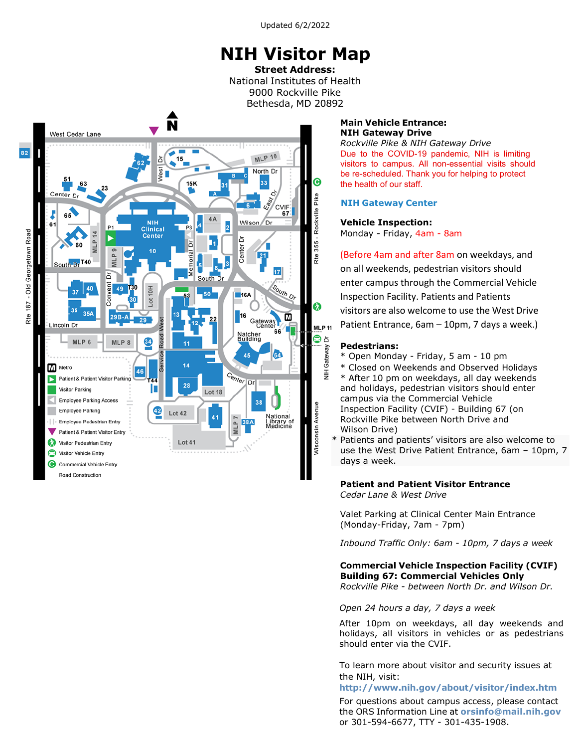Updated 6/2/2022

# NIH Visitor Map

**Street Address:**
National Institutes of Health
9000 Rockville Pike
Bethesda, MD 20892

**Main Vehicle Entrance:**
**NIH Gateway Drive**
*Rockville Pike & NIH Gateway Drive*
Due to the COVID-19 pandemic, NIH is limiting visitors to campus. All non-essential visits should be re-scheduled. Thank you for helping to protect the health of our staff.

**NIH Gateway Center**

**Vehicle Inspection:**
Monday - Friday, 4am - 8am

(Before 4am and after 8am on weekdays, and on all weekends, pedestrian visitors should enter campus through the Commercial Vehicle Inspection Facility. Patients and Patients visitors are also welcome to use the West Drive Patient Entrance, 6am – 10pm, 7 days a week.)

**Pedestrians:**
* Open Monday - Friday, 5 am - 10 pm
* Closed on Weekends and Observed Holidays
* After 10 pm on weekdays, all day weekends and holidays, pedestrian visitors should enter campus via the Commercial Vehicle Inspection Facility (CVIF) - Building 67 (on Rockville Pike between North Drive and Wilson Drive)
* Patients and patients' visitors are also welcome to use the West Drive Patient Entrance, 6am – 10pm, 7 days a week.

**Patient and Patient Visitor Entrance**
*Cedar Lane & West Drive*

Valet Parking at Clinical Center Main Entrance (Monday-Friday, 7am - 7pm)

*Inbound Traffic Only: 6am - 10pm, 7 days a week*

**Commercial Vehicle Inspection Facility (CVIF)**
**Building 67: Commercial Vehicles Only**
*Rockville Pike - between North Dr. and Wilson Dr.*

*Open 24 hours a day, 7 days a week*

After 10pm on weekdays, all day weekends and holidays, all visitors in vehicles or as pedestrians should enter via the CVIF.

To learn more about visitor and security issues at the NIH, visit:
**http://www.nih.gov/about/visitor/index.htm**

For questions about campus access, please contact the ORS Information Line at **orsinfo@mail.nih.gov** or 301-594-6677, TTY - 301-435-1908.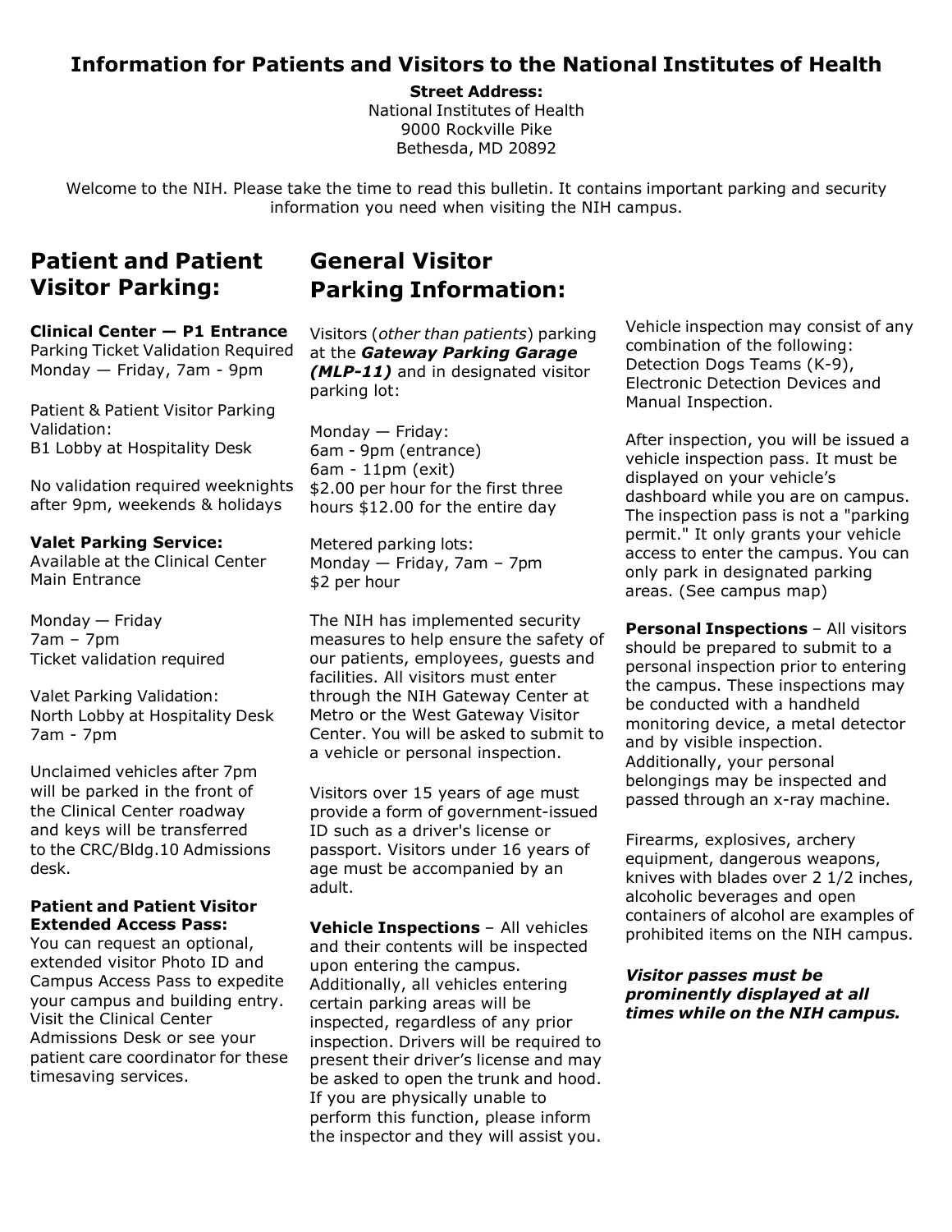# Information for Patients and Visitors to the National Institutes of Health

**Street Address:**
National Institutes of Health
9000 Rockville Pike
Bethesda, MD 20892

Welcome to the NIH. Please take the time to read this bulletin. It contains important parking and security information you need when visiting the NIH campus.

## Patient and Patient Visitor Parking:

**Clinical Center — P1 Entrance**
Parking Ticket Validation Required
Monday — Friday, 7am - 9pm

Patient & Patient Visitor Parking Validation:
B1 Lobby at Hospitality Desk

No validation required weeknights after 9pm, weekends & holidays

**Valet Parking Service:**
Available at the Clinical Center Main Entrance

Monday — Friday
7am – 7pm
Ticket validation required

Valet Parking Validation:
North Lobby at Hospitality Desk
7am - 7pm

Unclaimed vehicles after 7pm will be parked in the front of the Clinical Center roadway and keys will be transferred to the CRC/Bldg.10 Admissions desk.

**Patient and Patient Visitor Extended Access Pass:**
You can request an optional, extended visitor Photo ID and Campus Access Pass to expedite your campus and building entry. Visit the Clinical Center Admissions Desk or see your patient care coordinator for these timesaving services.

## General Visitor Parking Information:

Visitors (*other than patients*) parking at the ***Gateway Parking Garage (MLP-11)*** and in designated visitor parking lot:

Monday — Friday:
6am - 9pm (entrance)
6am - 11pm (exit)
$2.00 per hour for the first three hours $12.00 for the entire day

Metered parking lots:
Monday — Friday, 7am – 7pm
$2 per hour

The NIH has implemented security measures to help ensure the safety of our patients, employees, guests and facilities. All visitors must enter through the NIH Gateway Center at Metro or the West Gateway Visitor Center. You will be asked to submit to a vehicle or personal inspection.

Visitors over 15 years of age must provide a form of government-issued ID such as a driver's license or passport. Visitors under 16 years of age must be accompanied by an adult.

**Vehicle Inspections** – All vehicles and their contents will be inspected upon entering the campus. Additionally, all vehicles entering certain parking areas will be inspected, regardless of any prior inspection. Drivers will be required to present their driver's license and may be asked to open the trunk and hood. If you are physically unable to perform this function, please inform the inspector and they will assist you.

Vehicle inspection may consist of any combination of the following: Detection Dogs Teams (K-9), Electronic Detection Devices and Manual Inspection.

After inspection, you will be issued a vehicle inspection pass. It must be displayed on your vehicle's dashboard while you are on campus. The inspection pass is not a "parking permit." It only grants your vehicle access to enter the campus. You can only park in designated parking areas. (See campus map)

**Personal Inspections** – All visitors should be prepared to submit to a personal inspection prior to entering the campus. These inspections may be conducted with a handheld monitoring device, a metal detector and by visible inspection. Additionally, your personal belongings may be inspected and passed through an x-ray machine.

Firearms, explosives, archery equipment, dangerous weapons, knives with blades over 2 1/2 inches, alcoholic beverages and open containers of alcohol are examples of prohibited items on the NIH campus.

***Visitor passes must be prominently displayed at all times while on the NIH campus.***